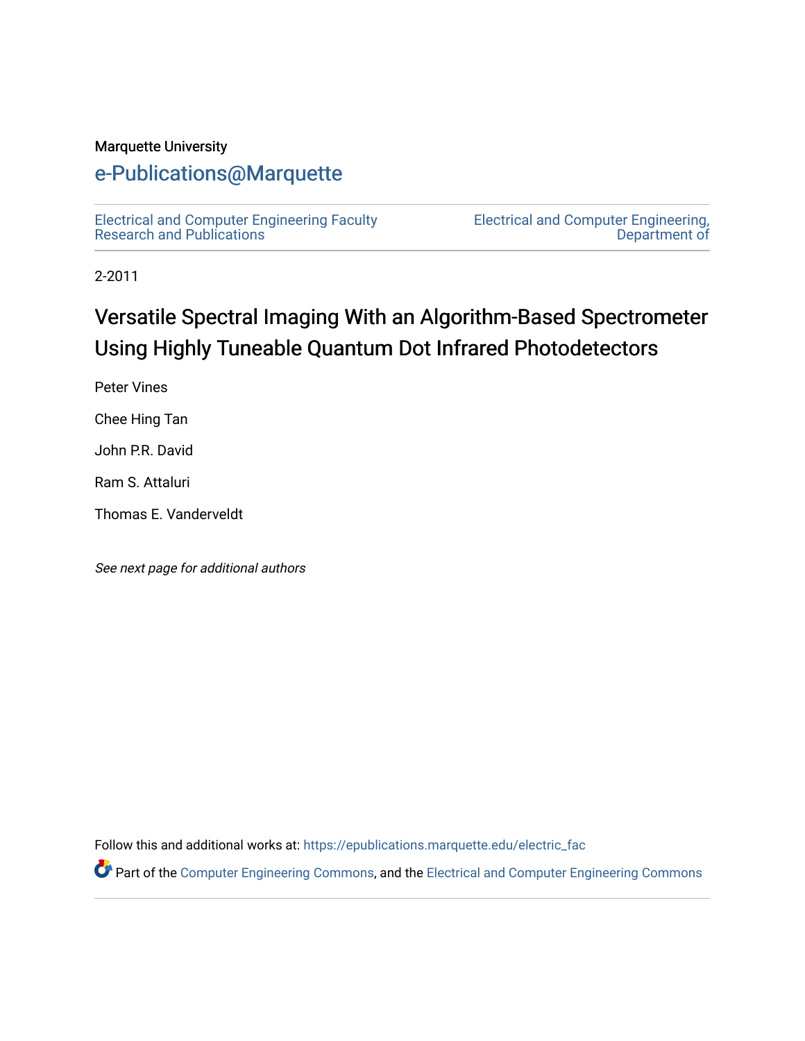Marquette University

# e-Publications@Marquette

Electrical and Computer Engineering Faculty Research and Publications

Electrical and Computer Engineering, Department of

2-2011

# Versatile Spectral Imaging With an Algorithm-Based Spectrometer Using Highly Tuneable Quantum Dot Infrared Photodetectors

Peter Vines

Chee Hing Tan

John P.R. David

Ram S. Attaluri

Thomas E. Vanderveldt

*See next page for additional authors*

Follow this and additional works at: https://epublications.marquette.edu/electric_fac

Part of the Computer Engineering Commons, and the Electrical and Computer Engineering Commons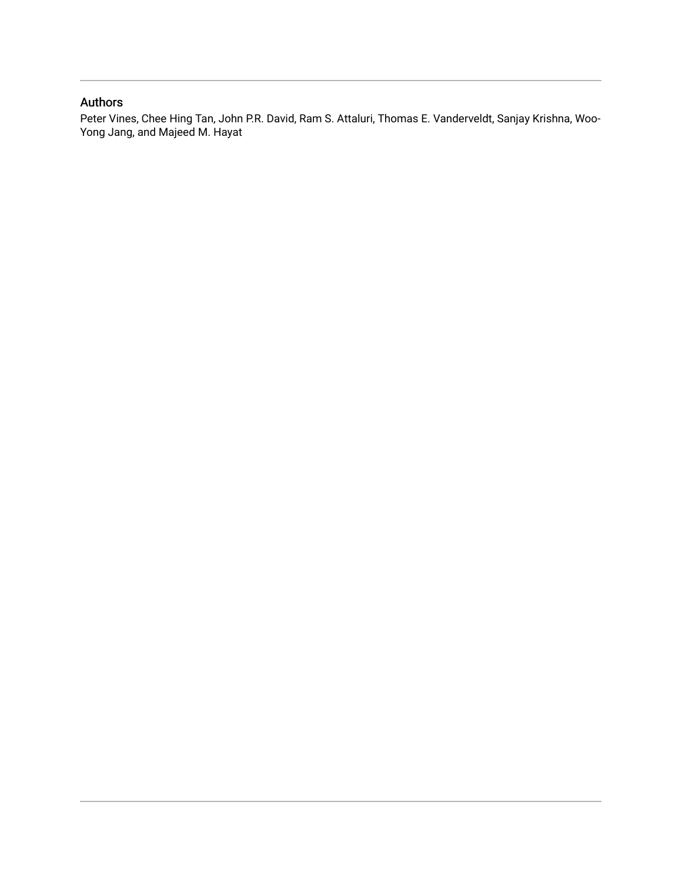## Authors

Peter Vines, Chee Hing Tan, John P.R. David, Ram S. Attaluri, Thomas E. Vanderveldt, Sanjay Krishna, Woo-Yong Jang, and Majeed M. Hayat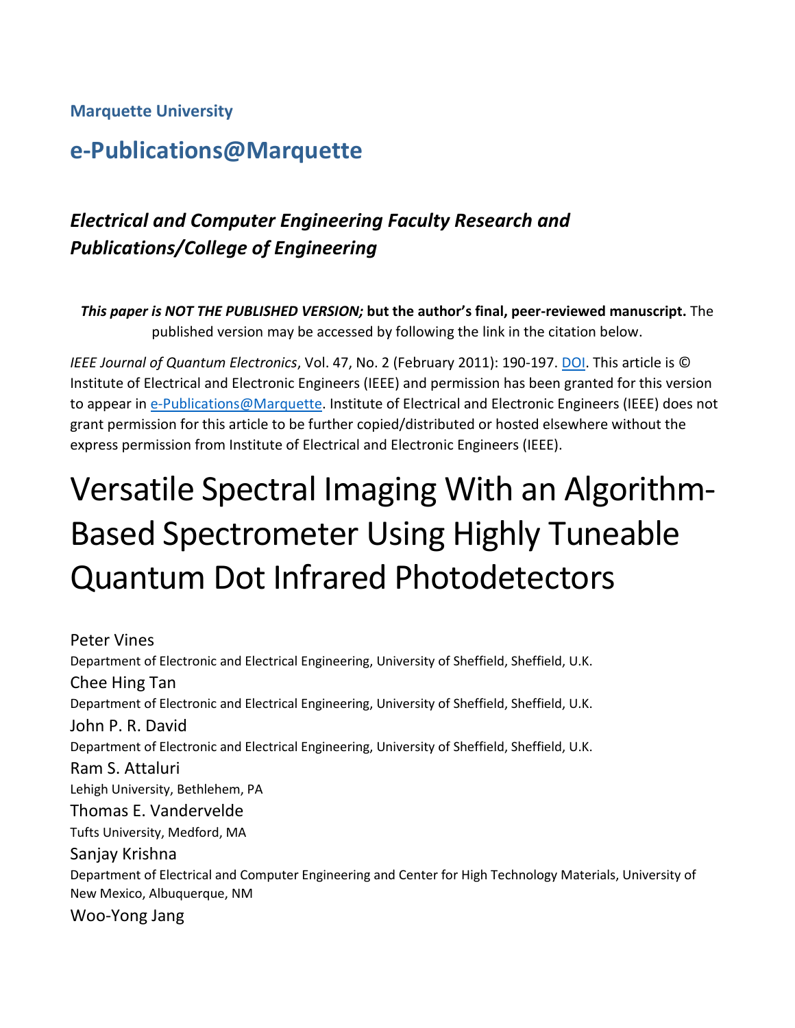**Marquette University**

## e-Publications@Marquette

### *Electrical and Computer Engineering Faculty Research and Publications/College of Engineering*

***This paper is NOT THE PUBLISHED VERSION;* but the author's final, peer-reviewed manuscript.** The published version may be accessed by following the link in the citation below.

*IEEE Journal of Quantum Electronics*, Vol. 47, No. 2 (February 2011): 190-197. DOI. This article is © Institute of Electrical and Electronic Engineers (IEEE) and permission has been granted for this version to appear in e-Publications@Marquette. Institute of Electrical and Electronic Engineers (IEEE) does not grant permission for this article to be further copied/distributed or hosted elsewhere without the express permission from Institute of Electrical and Electronic Engineers (IEEE).

# Versatile Spectral Imaging With an Algorithm-Based Spectrometer Using Highly Tuneable Quantum Dot Infrared Photodetectors

Peter Vines
Department of Electronic and Electrical Engineering, University of Sheffield, Sheffield, U.K.

Chee Hing Tan
Department of Electronic and Electrical Engineering, University of Sheffield, Sheffield, U.K.

John P. R. David
Department of Electronic and Electrical Engineering, University of Sheffield, Sheffield, U.K.

Ram S. Attaluri
Lehigh University, Bethlehem, PA

Thomas E. Vandervelde
Tufts University, Medford, MA

Sanjay Krishna
Department of Electrical and Computer Engineering and Center for High Technology Materials, University of New Mexico, Albuquerque, NM

Woo-Yong Jang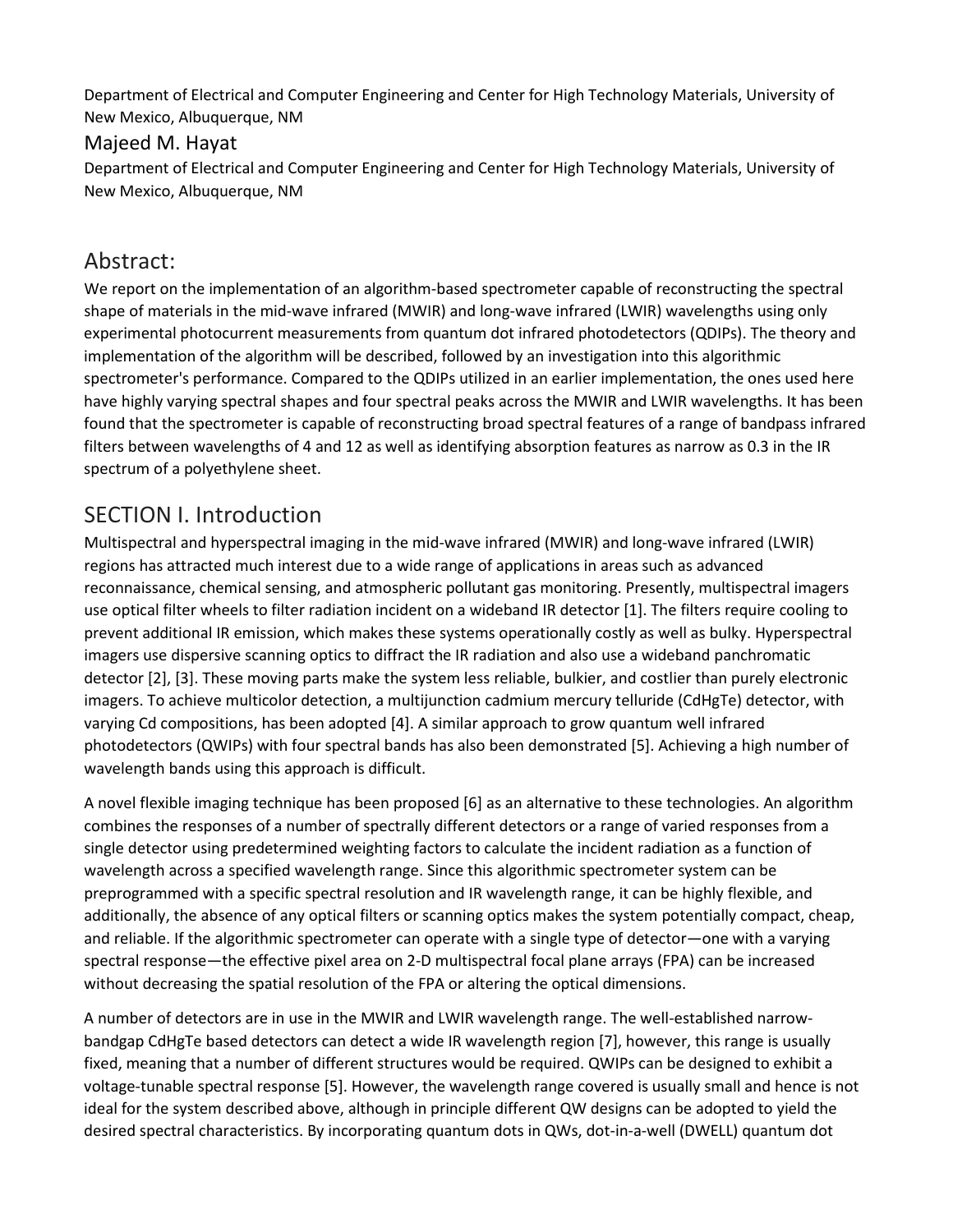Department of Electrical and Computer Engineering and Center for High Technology Materials, University of New Mexico, Albuquerque, NM

### Majeed M. Hayat

Department of Electrical and Computer Engineering and Center for High Technology Materials, University of New Mexico, Albuquerque, NM

## Abstract:

We report on the implementation of an algorithm-based spectrometer capable of reconstructing the spectral shape of materials in the mid-wave infrared (MWIR) and long-wave infrared (LWIR) wavelengths using only experimental photocurrent measurements from quantum dot infrared photodetectors (QDIPs). The theory and implementation of the algorithm will be described, followed by an investigation into this algorithmic spectrometer's performance. Compared to the QDIPs utilized in an earlier implementation, the ones used here have highly varying spectral shapes and four spectral peaks across the MWIR and LWIR wavelengths. It has been found that the spectrometer is capable of reconstructing broad spectral features of a range of bandpass infrared filters between wavelengths of 4 and 12 as well as identifying absorption features as narrow as 0.3 in the IR spectrum of a polyethylene sheet.

## SECTION I. Introduction

Multispectral and hyperspectral imaging in the mid-wave infrared (MWIR) and long-wave infrared (LWIR) regions has attracted much interest due to a wide range of applications in areas such as advanced reconnaissance, chemical sensing, and atmospheric pollutant gas monitoring. Presently, multispectral imagers use optical filter wheels to filter radiation incident on a wideband IR detector [1]. The filters require cooling to prevent additional IR emission, which makes these systems operationally costly as well as bulky. Hyperspectral imagers use dispersive scanning optics to diffract the IR radiation and also use a wideband panchromatic detector [2], [3]. These moving parts make the system less reliable, bulkier, and costlier than purely electronic imagers. To achieve multicolor detection, a multijunction cadmium mercury telluride (CdHgTe) detector, with varying Cd compositions, has been adopted [4]. A similar approach to grow quantum well infrared photodetectors (QWIPs) with four spectral bands has also been demonstrated [5]. Achieving a high number of wavelength bands using this approach is difficult.

A novel flexible imaging technique has been proposed [6] as an alternative to these technologies. An algorithm combines the responses of a number of spectrally different detectors or a range of varied responses from a single detector using predetermined weighting factors to calculate the incident radiation as a function of wavelength across a specified wavelength range. Since this algorithmic spectrometer system can be preprogrammed with a specific spectral resolution and IR wavelength range, it can be highly flexible, and additionally, the absence of any optical filters or scanning optics makes the system potentially compact, cheap, and reliable. If the algorithmic spectrometer can operate with a single type of detector—one with a varying spectral response—the effective pixel area on 2-D multispectral focal plane arrays (FPA) can be increased without decreasing the spatial resolution of the FPA or altering the optical dimensions.

A number of detectors are in use in the MWIR and LWIR wavelength range. The well-established narrow-bandgap CdHgTe based detectors can detect a wide IR wavelength region [7], however, this range is usually fixed, meaning that a number of different structures would be required. QWIPs can be designed to exhibit a voltage-tunable spectral response [5]. However, the wavelength range covered is usually small and hence is not ideal for the system described above, although in principle different QW designs can be adopted to yield the desired spectral characteristics. By incorporating quantum dots in QWs, dot-in-a-well (DWELL) quantum dot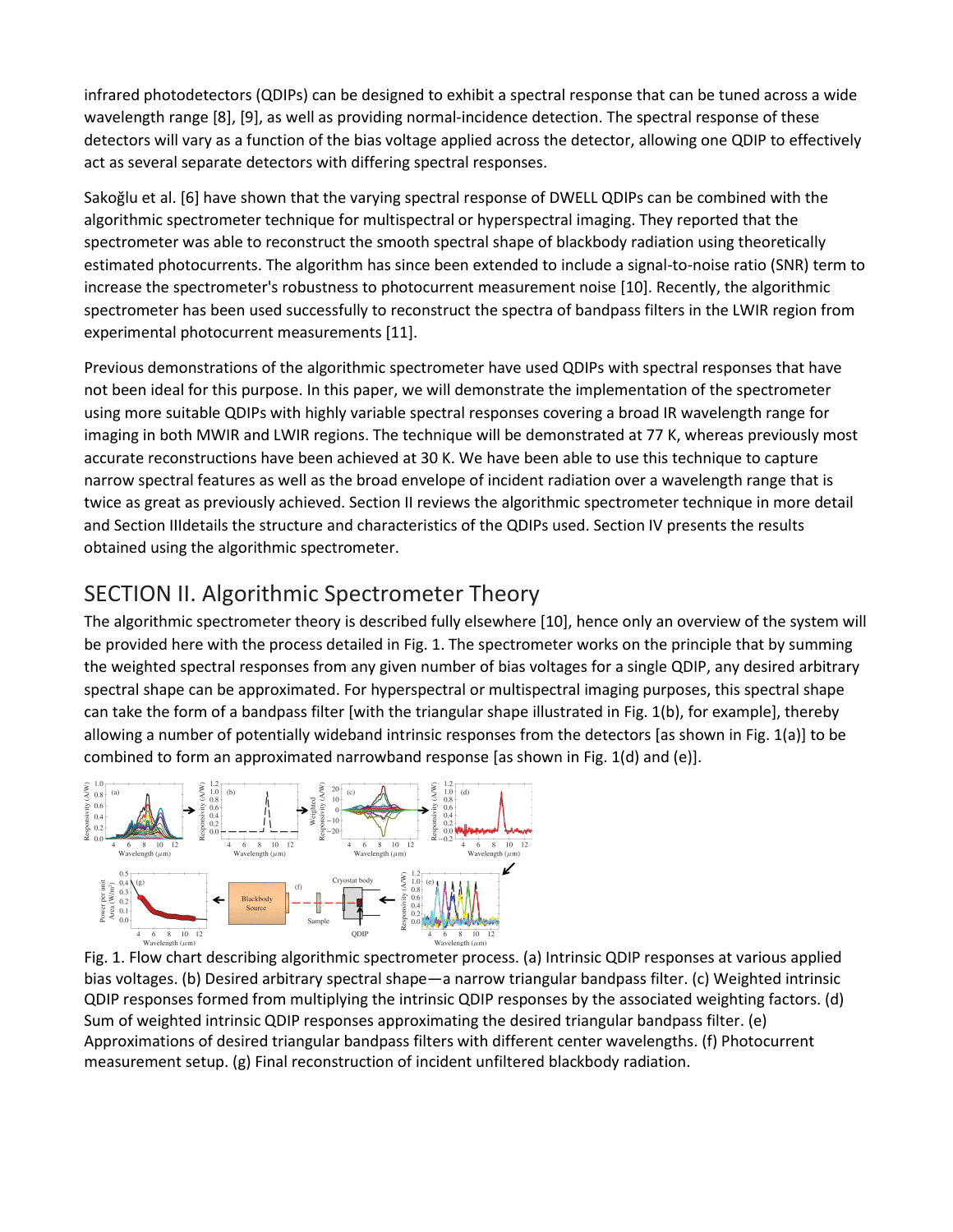infrared photodetectors (QDIPs) can be designed to exhibit a spectral response that can be tuned across a wide wavelength range [8], [9], as well as providing normal-incidence detection. The spectral response of these detectors will vary as a function of the bias voltage applied across the detector, allowing one QDIP to effectively act as several separate detectors with differing spectral responses.

Sakoğlu et al. [6] have shown that the varying spectral response of DWELL QDIPs can be combined with the algorithmic spectrometer technique for multispectral or hyperspectral imaging. They reported that the spectrometer was able to reconstruct the smooth spectral shape of blackbody radiation using theoretically estimated photocurrents. The algorithm has since been extended to include a signal-to-noise ratio (SNR) term to increase the spectrometer's robustness to photocurrent measurement noise [10]. Recently, the algorithmic spectrometer has been used successfully to reconstruct the spectra of bandpass filters in the LWIR region from experimental photocurrent measurements [11].

Previous demonstrations of the algorithmic spectrometer have used QDIPs with spectral responses that have not been ideal for this purpose. In this paper, we will demonstrate the implementation of the spectrometer using more suitable QDIPs with highly variable spectral responses covering a broad IR wavelength range for imaging in both MWIR and LWIR regions. The technique will be demonstrated at 77 K, whereas previously most accurate reconstructions have been achieved at 30 K. We have been able to use this technique to capture narrow spectral features as well as the broad envelope of incident radiation over a wavelength range that is twice as great as previously achieved. Section II reviews the algorithmic spectrometer technique in more detail and Section IIIdetails the structure and characteristics of the QDIPs used. Section IV presents the results obtained using the algorithmic spectrometer.

## SECTION II. Algorithmic Spectrometer Theory

The algorithmic spectrometer theory is described fully elsewhere [10], hence only an overview of the system will be provided here with the process detailed in Fig. 1. The spectrometer works on the principle that by summing the weighted spectral responses from any given number of bias voltages for a single QDIP, any desired arbitrary spectral shape can be approximated. For hyperspectral or multispectral imaging purposes, this spectral shape can take the form of a bandpass filter [with the triangular shape illustrated in Fig. 1(b), for example], thereby allowing a number of potentially wideband intrinsic responses from the detectors [as shown in Fig. 1(a)] to be combined to form an approximated narrowband response [as shown in Fig. 1(d) and (e)].

Fig. 1. Flow chart describing algorithmic spectrometer process. (a) Intrinsic QDIP responses at various applied bias voltages. (b) Desired arbitrary spectral shape—a narrow triangular bandpass filter. (c) Weighted intrinsic QDIP responses formed from multiplying the intrinsic QDIP responses by the associated weighting factors. (d) Sum of weighted intrinsic QDIP responses approximating the desired triangular bandpass filter. (e) Approximations of desired triangular bandpass filters with different center wavelengths. (f) Photocurrent measurement setup. (g) Final reconstruction of incident unfiltered blackbody radiation.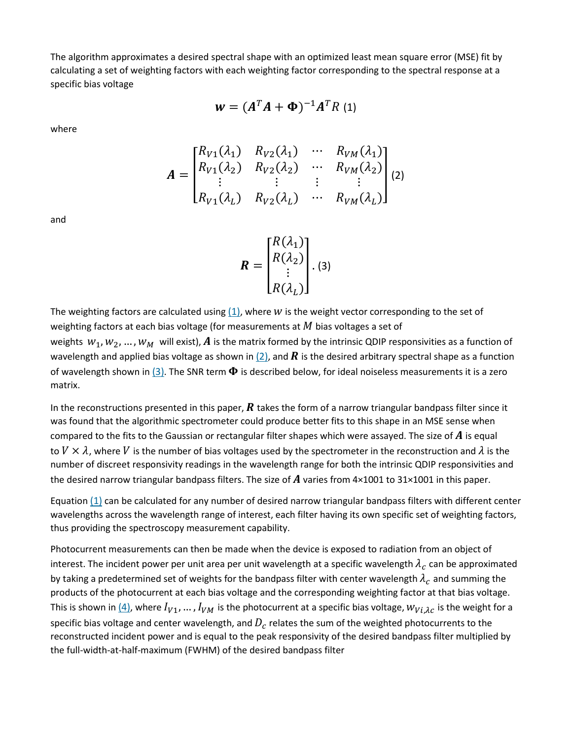The algorithm approximates a desired spectral shape with an optimized least mean square error (MSE) fit by calculating a set of weighting factors with each weighting factor corresponding to the spectral response at a specific bias voltage

$$\boldsymbol{w} = (\boldsymbol{A}^T\boldsymbol{A} + \boldsymbol{\Phi})^{-1}\boldsymbol{A}^T R \quad (1)$$

where

$$\boldsymbol{A} = \begin{bmatrix} R_{V1}(\lambda_1) & R_{V2}(\lambda_1) & \cdots & R_{VM}(\lambda_1) \\ R_{V1}(\lambda_2) & R_{V2}(\lambda_2) & \cdots & R_{VM}(\lambda_2) \\ \vdots & \vdots & \vdots & \vdots \\ R_{V1}(\lambda_L) & R_{V2}(\lambda_L) & \cdots & R_{VM}(\lambda_L) \end{bmatrix} \quad (2)$$

and

$$\boldsymbol{R} = \begin{bmatrix} R(\lambda_1) \\ R(\lambda_2) \\ \vdots \\ R(\lambda_L) \end{bmatrix}. \quad (3)$$

The weighting factors are calculated using (1), where $w$ is the weight vector corresponding to the set of weighting factors at each bias voltage (for measurements at $M$ bias voltages a set of weights $w_1, w_2, \ldots, w_M$ will exist), $\boldsymbol{A}$ is the matrix formed by the intrinsic QDIP responsivities as a function of wavelength and applied bias voltage as shown in (2), and $\boldsymbol{R}$ is the desired arbitrary spectral shape as a function of wavelength shown in (3). The SNR term $\boldsymbol{\Phi}$ is described below, for ideal noiseless measurements it is a zero matrix.

In the reconstructions presented in this paper, $\boldsymbol{R}$ takes the form of a narrow triangular bandpass filter since it was found that the algorithmic spectrometer could produce better fits to this shape in an MSE sense when compared to the fits to the Gaussian or rectangular filter shapes which were assayed. The size of $\boldsymbol{A}$ is equal to $V \times \lambda$, where $V$ is the number of bias voltages used by the spectrometer in the reconstruction and $\lambda$ is the number of discreet responsivity readings in the wavelength range for both the intrinsic QDIP responsivities and the desired narrow triangular bandpass filters. The size of $\boldsymbol{A}$ varies from 4×1001 to 31×1001 in this paper.

Equation (1) can be calculated for any number of desired narrow triangular bandpass filters with different center wavelengths across the wavelength range of interest, each filter having its own specific set of weighting factors, thus providing the spectroscopy measurement capability.

Photocurrent measurements can then be made when the device is exposed to radiation from an object of interest. The incident power per unit area per unit wavelength at a specific wavelength $\lambda_c$ can be approximated by taking a predetermined set of weights for the bandpass filter with center wavelength $\lambda_c$ and summing the products of the photocurrent at each bias voltage and the corresponding weighting factor at that bias voltage. This is shown in (4), where $I_{V1}, \ldots, I_{VM}$ is the photocurrent at a specific bias voltage, $w_{Vi,\lambda c}$ is the weight for a specific bias voltage and center wavelength, and $D_c$ relates the sum of the weighted photocurrents to the reconstructed incident power and is equal to the peak responsivity of the desired bandpass filter multiplied by the full-width-at-half-maximum (FWHM) of the desired bandpass filter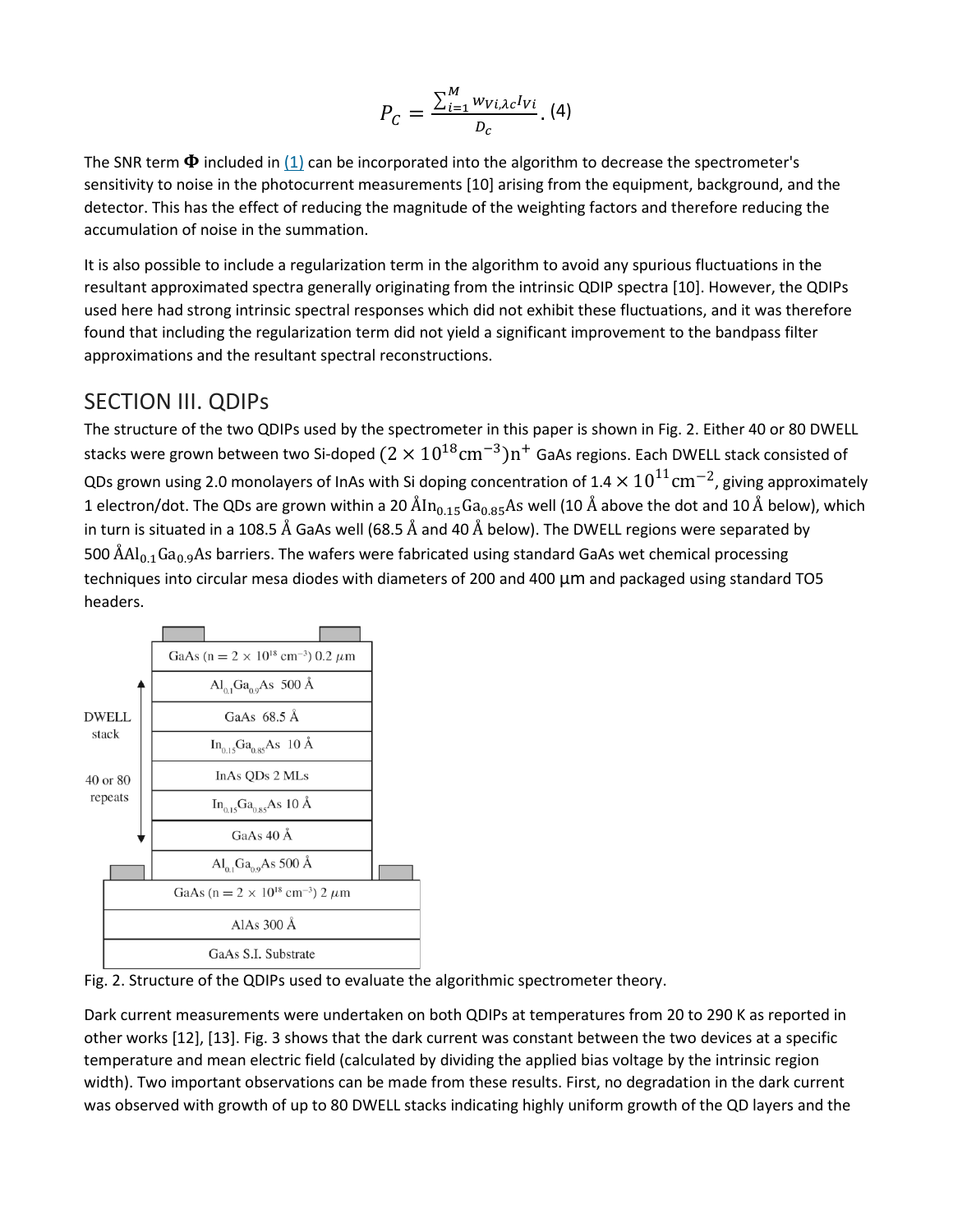$$P_C = \frac{\sum_{i=1}^{M} w_{Vi,\lambda c} I_{Vi}}{D_c}. \quad (4)$$

The SNR term $\boldsymbol{\Phi}$ included in (1) can be incorporated into the algorithm to decrease the spectrometer's sensitivity to noise in the photocurrent measurements [10] arising from the equipment, background, and the detector. This has the effect of reducing the magnitude of the weighting factors and therefore reducing the accumulation of noise in the summation.

It is also possible to include a regularization term in the algorithm to avoid any spurious fluctuations in the resultant approximated spectra generally originating from the intrinsic QDIP spectra [10]. However, the QDIPs used here had strong intrinsic spectral responses which did not exhibit these fluctuations, and it was therefore found that including the regularization term did not yield a significant improvement to the bandpass filter approximations and the resultant spectral reconstructions.

## SECTION III. QDIPs

The structure of the two QDIPs used by the spectrometer in this paper is shown in Fig. 2. Either 40 or 80 DWELL stacks were grown between two Si-doped $(2 \times 10^{18} \mathrm{cm}^{-3})\mathrm{n}^{+}$ GaAs regions. Each DWELL stack consisted of QDs grown using 2.0 monolayers of InAs with Si doping concentration of $1.4 \times 10^{11} \mathrm{cm}^{-2}$, giving approximately 1 electron/dot. The QDs are grown within a 20 $\mathrm{\AA}\, In_{0.15}Ga_{0.85}As$ well (10 Å above the dot and 10 Å below), which in turn is situated in a 108.5 Å GaAs well (68.5 Å and 40 Å below). The DWELL regions were separated by 500 $\mathrm{\AA}\, Al_{0.1}Ga_{0.9}As$ barriers. The wafers were fabricated using standard GaAs wet chemical processing techniques into circular mesa diodes with diameters of 200 and 400 μm and packaged using standard TO5 headers.

Fig. 2. Structure of the QDIPs used to evaluate the algorithmic spectrometer theory.

Dark current measurements were undertaken on both QDIPs at temperatures from 20 to 290 K as reported in other works [12], [13]. Fig. 3 shows that the dark current was constant between the two devices at a specific temperature and mean electric field (calculated by dividing the applied bias voltage by the intrinsic region width). Two important observations can be made from these results. First, no degradation in the dark current was observed with growth of up to 80 DWELL stacks indicating highly uniform growth of the QD layers and the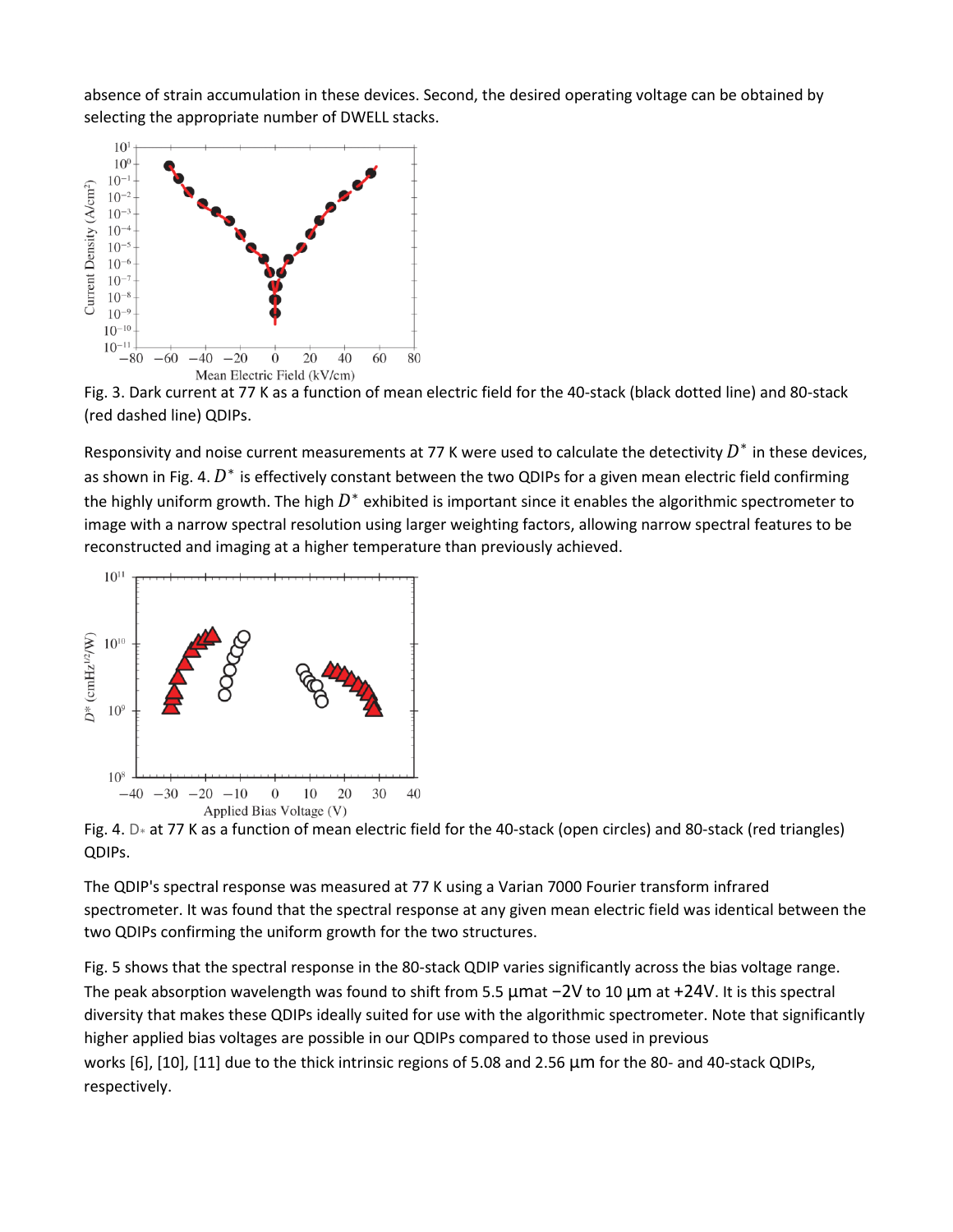absence of strain accumulation in these devices. Second, the desired operating voltage can be obtained by selecting the appropriate number of DWELL stacks.

Fig. 3. Dark current at 77 K as a function of mean electric field for the 40-stack (black dotted line) and 80-stack (red dashed line) QDIPs.

Responsivity and noise current measurements at 77 K were used to calculate the detectivity $D^*$ in these devices, as shown in Fig. 4. $D^*$ is effectively constant between the two QDIPs for a given mean electric field confirming the highly uniform growth. The high $D^*$ exhibited is important since it enables the algorithmic spectrometer to image with a narrow spectral resolution using larger weighting factors, allowing narrow spectral features to be reconstructed and imaging at a higher temperature than previously achieved.

Fig. 4. $D_*$ at 77 K as a function of mean electric field for the 40-stack (open circles) and 80-stack (red triangles) QDIPs.

The QDIP's spectral response was measured at 77 K using a Varian 7000 Fourier transform infrared spectrometer. It was found that the spectral response at any given mean electric field was identical between the two QDIPs confirming the uniform growth for the two structures.

Fig. 5 shows that the spectral response in the 80-stack QDIP varies significantly across the bias voltage range. The peak absorption wavelength was found to shift from 5.5 μmat −2V to 10 μm at +24V. It is this spectral diversity that makes these QDIPs ideally suited for use with the algorithmic spectrometer. Note that significantly higher applied bias voltages are possible in our QDIPs compared to those used in previous works [6], [10], [11] due to the thick intrinsic regions of 5.08 and 2.56 μm for the 80- and 40-stack QDIPs, respectively.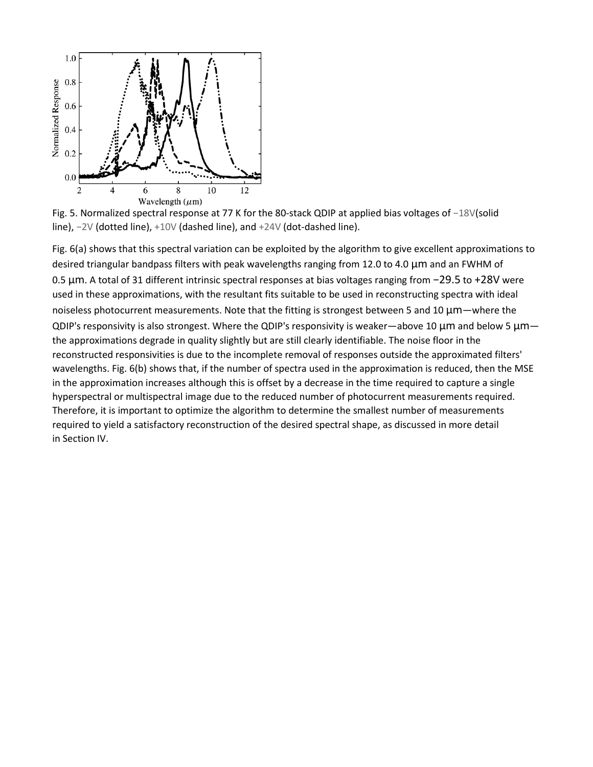Fig. 5. Normalized spectral response at 77 K for the 80-stack QDIP at applied bias voltages of −18V(solid line), −2V (dotted line), +10V (dashed line), and +24V (dot-dashed line).

Fig. 6(a) shows that this spectral variation can be exploited by the algorithm to give excellent approximations to desired triangular bandpass filters with peak wavelengths ranging from 12.0 to 4.0 μm and an FWHM of 0.5 μm. A total of 31 different intrinsic spectral responses at bias voltages ranging from −29.5 to +28V were used in these approximations, with the resultant fits suitable to be used in reconstructing spectra with ideal noiseless photocurrent measurements. Note that the fitting is strongest between 5 and 10 μm—where the QDIP's responsivity is also strongest. Where the QDIP's responsivity is weaker—above 10 μm and below 5 μm—the approximations degrade in quality slightly but are still clearly identifiable. The noise floor in the reconstructed responsivities is due to the incomplete removal of responses outside the approximated filters' wavelengths. Fig. 6(b) shows that, if the number of spectra used in the approximation is reduced, then the MSE in the approximation increases although this is offset by a decrease in the time required to capture a single hyperspectral or multispectral image due to the reduced number of photocurrent measurements required. Therefore, it is important to optimize the algorithm to determine the smallest number of measurements required to yield a satisfactory reconstruction of the desired spectral shape, as discussed in more detail in Section IV.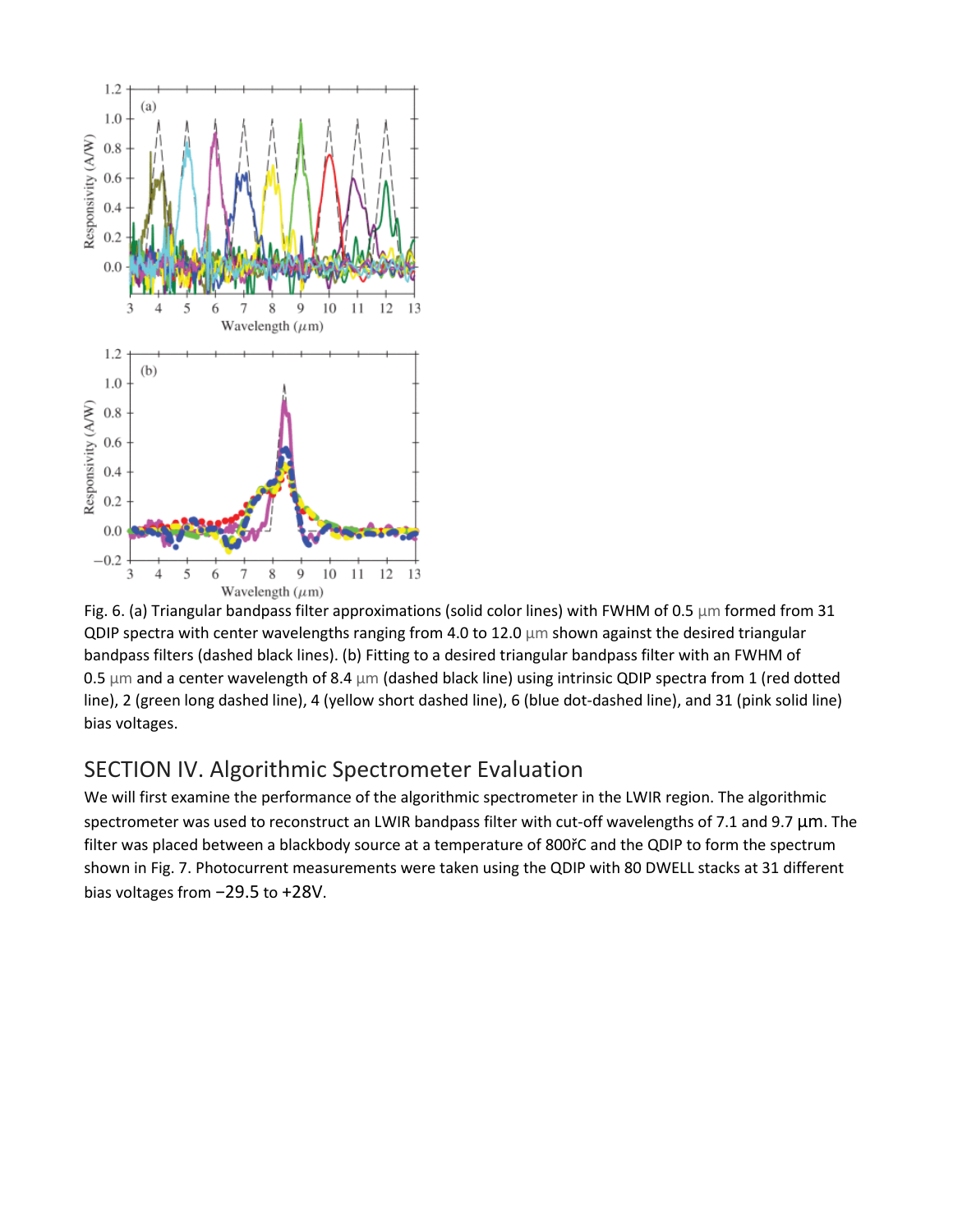Fig. 6. (a) Triangular bandpass filter approximations (solid color lines) with FWHM of 0.5 μm formed from 31 QDIP spectra with center wavelengths ranging from 4.0 to 12.0 μm shown against the desired triangular bandpass filters (dashed black lines). (b) Fitting to a desired triangular bandpass filter with an FWHM of 0.5 μm and a center wavelength of 8.4 μm (dashed black line) using intrinsic QDIP spectra from 1 (red dotted line), 2 (green long dashed line), 4 (yellow short dashed line), 6 (blue dot-dashed line), and 31 (pink solid line) bias voltages.

## SECTION IV. Algorithmic Spectrometer Evaluation

We will first examine the performance of the algorithmic spectrometer in the LWIR region. The algorithmic spectrometer was used to reconstruct an LWIR bandpass filter with cut-off wavelengths of 7.1 and 9.7 μm. The filter was placed between a blackbody source at a temperature of 800řC and the QDIP to form the spectrum shown in Fig. 7. Photocurrent measurements were taken using the QDIP with 80 DWELL stacks at 31 different bias voltages from −29.5 to +28V.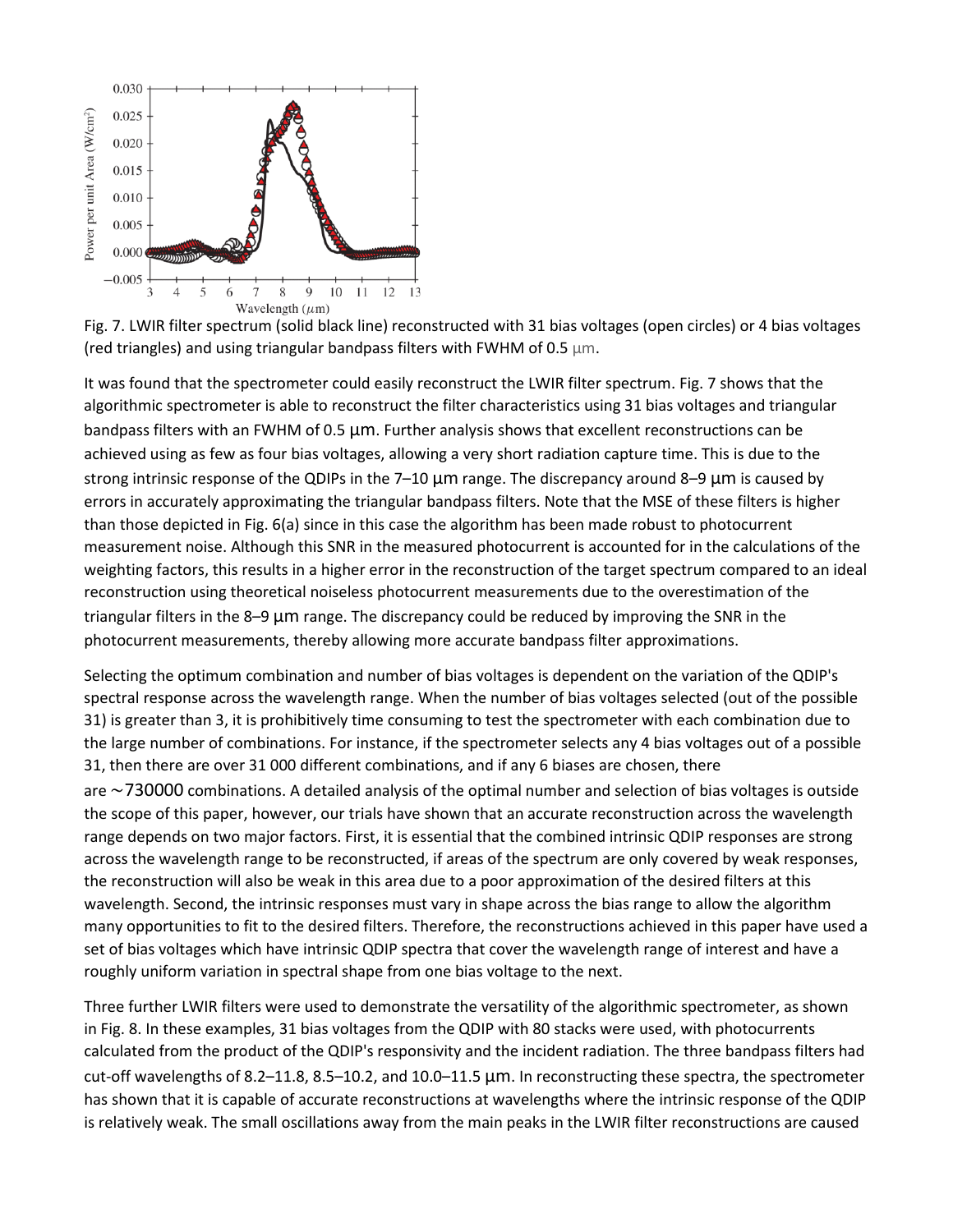Fig. 7. LWIR filter spectrum (solid black line) reconstructed with 31 bias voltages (open circles) or 4 bias voltages (red triangles) and using triangular bandpass filters with FWHM of 0.5 μm.

It was found that the spectrometer could easily reconstruct the LWIR filter spectrum. Fig. 7 shows that the algorithmic spectrometer is able to reconstruct the filter characteristics using 31 bias voltages and triangular bandpass filters with an FWHM of 0.5 μm. Further analysis shows that excellent reconstructions can be achieved using as few as four bias voltages, allowing a very short radiation capture time. This is due to the strong intrinsic response of the QDIPs in the 7–10 μm range. The discrepancy around 8–9 μm is caused by errors in accurately approximating the triangular bandpass filters. Note that the MSE of these filters is higher than those depicted in Fig. 6(a) since in this case the algorithm has been made robust to photocurrent measurement noise. Although this SNR in the measured photocurrent is accounted for in the calculations of the weighting factors, this results in a higher error in the reconstruction of the target spectrum compared to an ideal reconstruction using theoretical noiseless photocurrent measurements due to the overestimation of the triangular filters in the 8–9 μm range. The discrepancy could be reduced by improving the SNR in the photocurrent measurements, thereby allowing more accurate bandpass filter approximations.

Selecting the optimum combination and number of bias voltages is dependent on the variation of the QDIP's spectral response across the wavelength range. When the number of bias voltages selected (out of the possible 31) is greater than 3, it is prohibitively time consuming to test the spectrometer with each combination due to the large number of combinations. For instance, if the spectrometer selects any 4 bias voltages out of a possible 31, then there are over 31 000 different combinations, and if any 6 biases are chosen, there are $\sim 730000$ combinations. A detailed analysis of the optimal number and selection of bias voltages is outside the scope of this paper, however, our trials have shown that an accurate reconstruction across the wavelength range depends on two major factors. First, it is essential that the combined intrinsic QDIP responses are strong across the wavelength range to be reconstructed, if areas of the spectrum are only covered by weak responses, the reconstruction will also be weak in this area due to a poor approximation of the desired filters at this wavelength. Second, the intrinsic responses must vary in shape across the bias range to allow the algorithm many opportunities to fit to the desired filters. Therefore, the reconstructions achieved in this paper have used a set of bias voltages which have intrinsic QDIP spectra that cover the wavelength range of interest and have a roughly uniform variation in spectral shape from one bias voltage to the next.

Three further LWIR filters were used to demonstrate the versatility of the algorithmic spectrometer, as shown in Fig. 8. In these examples, 31 bias voltages from the QDIP with 80 stacks were used, with photocurrents calculated from the product of the QDIP's responsivity and the incident radiation. The three bandpass filters had cut-off wavelengths of 8.2–11.8, 8.5–10.2, and 10.0–11.5 μm. In reconstructing these spectra, the spectrometer has shown that it is capable of accurate reconstructions at wavelengths where the intrinsic response of the QDIP is relatively weak. The small oscillations away from the main peaks in the LWIR filter reconstructions are caused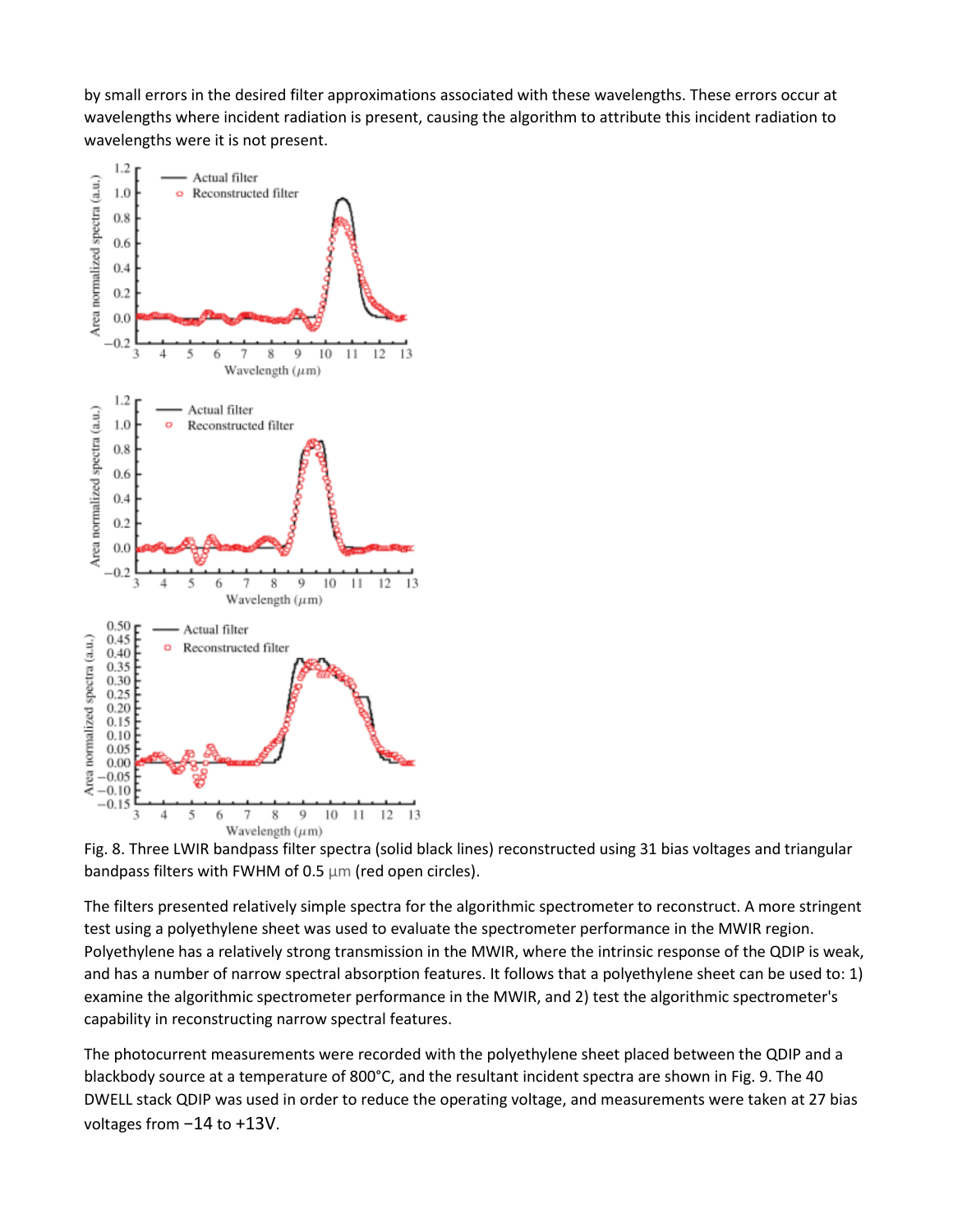by small errors in the desired filter approximations associated with these wavelengths. These errors occur at wavelengths where incident radiation is present, causing the algorithm to attribute this incident radiation to wavelengths were it is not present.

Fig. 8. Three LWIR bandpass filter spectra (solid black lines) reconstructed using 31 bias voltages and triangular bandpass filters with FWHM of 0.5 μm (red open circles).

The filters presented relatively simple spectra for the algorithmic spectrometer to reconstruct. A more stringent test using a polyethylene sheet was used to evaluate the spectrometer performance in the MWIR region. Polyethylene has a relatively strong transmission in the MWIR, where the intrinsic response of the QDIP is weak, and has a number of narrow spectral absorption features. It follows that a polyethylene sheet can be used to: 1) examine the algorithmic spectrometer performance in the MWIR, and 2) test the algorithmic spectrometer's capability in reconstructing narrow spectral features.

The photocurrent measurements were recorded with the polyethylene sheet placed between the QDIP and a blackbody source at a temperature of 800°C, and the resultant incident spectra are shown in Fig. 9. The 40 DWELL stack QDIP was used in order to reduce the operating voltage, and measurements were taken at 27 bias voltages from −14 to +13V.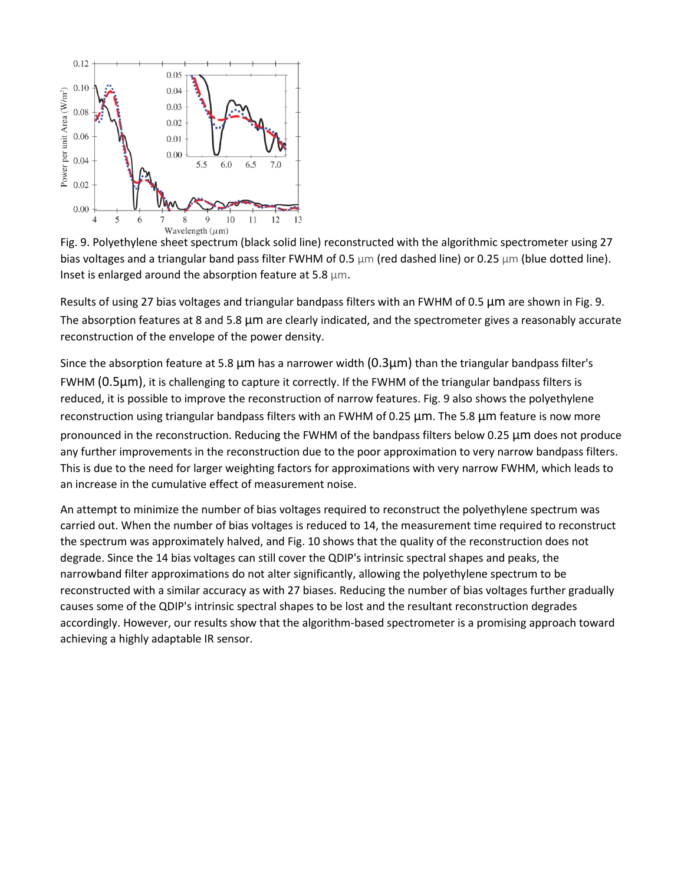Fig. 9. Polyethylene sheet spectrum (black solid line) reconstructed with the algorithmic spectrometer using 27 bias voltages and a triangular band pass filter FWHM of 0.5 µm (red dashed line) or 0.25 µm (blue dotted line). Inset is enlarged around the absorption feature at 5.8 µm.

Results of using 27 bias voltages and triangular bandpass filters with an FWHM of 0.5 µm are shown in Fig. 9. The absorption features at 8 and 5.8 µm are clearly indicated, and the spectrometer gives a reasonably accurate reconstruction of the envelope of the power density.

Since the absorption feature at 5.8 µm has a narrower width (0.3µm) than the triangular bandpass filter's FWHM (0.5µm), it is challenging to capture it correctly. If the FWHM of the triangular bandpass filters is reduced, it is possible to improve the reconstruction of narrow features. Fig. 9 also shows the polyethylene reconstruction using triangular bandpass filters with an FWHM of 0.25 µm. The 5.8 µm feature is now more pronounced in the reconstruction. Reducing the FWHM of the bandpass filters below 0.25 µm does not produce any further improvements in the reconstruction due to the poor approximation to very narrow bandpass filters. This is due to the need for larger weighting factors for approximations with very narrow FWHM, which leads to an increase in the cumulative effect of measurement noise.

An attempt to minimize the number of bias voltages required to reconstruct the polyethylene spectrum was carried out. When the number of bias voltages is reduced to 14, the measurement time required to reconstruct the spectrum was approximately halved, and Fig. 10 shows that the quality of the reconstruction does not degrade. Since the 14 bias voltages can still cover the QDIP's intrinsic spectral shapes and peaks, the narrowband filter approximations do not alter significantly, allowing the polyethylene spectrum to be reconstructed with a similar accuracy as with 27 biases. Reducing the number of bias voltages further gradually causes some of the QDIP's intrinsic spectral shapes to be lost and the resultant reconstruction degrades accordingly. However, our results show that the algorithm-based spectrometer is a promising approach toward achieving a highly adaptable IR sensor.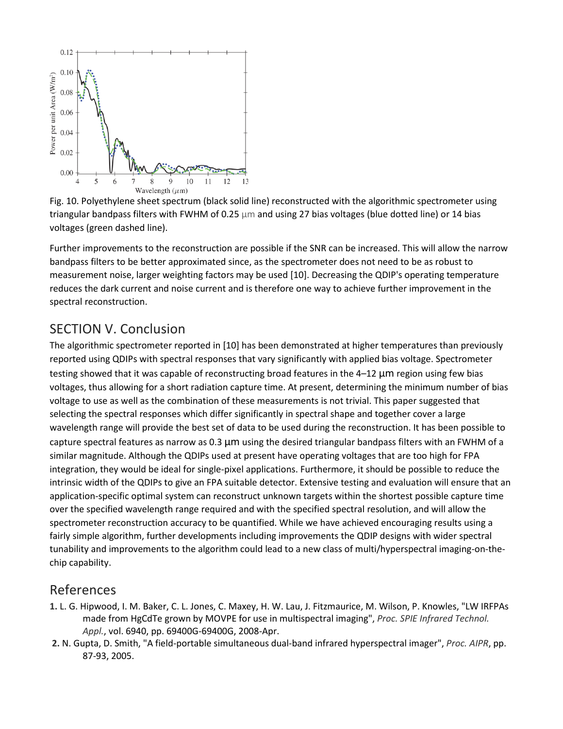Fig. 10. Polyethylene sheet spectrum (black solid line) reconstructed with the algorithmic spectrometer using triangular bandpass filters with FWHM of 0.25 µm and using 27 bias voltages (blue dotted line) or 14 bias voltages (green dashed line).

Further improvements to the reconstruction are possible if the SNR can be increased. This will allow the narrow bandpass filters to be better approximated since, as the spectrometer does not need to be as robust to measurement noise, larger weighting factors may be used [10]. Decreasing the QDIP's operating temperature reduces the dark current and noise current and is therefore one way to achieve further improvement in the spectral reconstruction.

## SECTION V. Conclusion

The algorithmic spectrometer reported in [10] has been demonstrated at higher temperatures than previously reported using QDIPs with spectral responses that vary significantly with applied bias voltage. Spectrometer testing showed that it was capable of reconstructing broad features in the 4–12 µm region using few bias voltages, thus allowing for a short radiation capture time. At present, determining the minimum number of bias voltage to use as well as the combination of these measurements is not trivial. This paper suggested that selecting the spectral responses which differ significantly in spectral shape and together cover a large wavelength range will provide the best set of data to be used during the reconstruction. It has been possible to capture spectral features as narrow as 0.3 µm using the desired triangular bandpass filters with an FWHM of a similar magnitude. Although the QDIPs used at present have operating voltages that are too high for FPA integration, they would be ideal for single-pixel applications. Furthermore, it should be possible to reduce the intrinsic width of the QDIPs to give an FPA suitable detector. Extensive testing and evaluation will ensure that an application-specific optimal system can reconstruct unknown targets within the shortest possible capture time over the specified wavelength range required and with the specified spectral resolution, and will allow the spectrometer reconstruction accuracy to be quantified. While we have achieved encouraging results using a fairly simple algorithm, further developments including improvements the QDIP designs with wider spectral tunability and improvements to the algorithm could lead to a new class of multi/hyperspectral imaging-on-the-chip capability.

## References

1. L. G. Hipwood, I. M. Baker, C. L. Jones, C. Maxey, H. W. Lau, J. Fitzmaurice, M. Wilson, P. Knowles, "LW IRFPAs made from HgCdTe grown by MOVPE for use in multispectral imaging", *Proc. SPIE Infrared Technol. Appl.*, vol. 6940, pp. 69400G-69400G, 2008-Apr.
2. N. Gupta, D. Smith, "A field-portable simultaneous dual-band infrared hyperspectral imager", *Proc. AIPR*, pp. 87-93, 2005.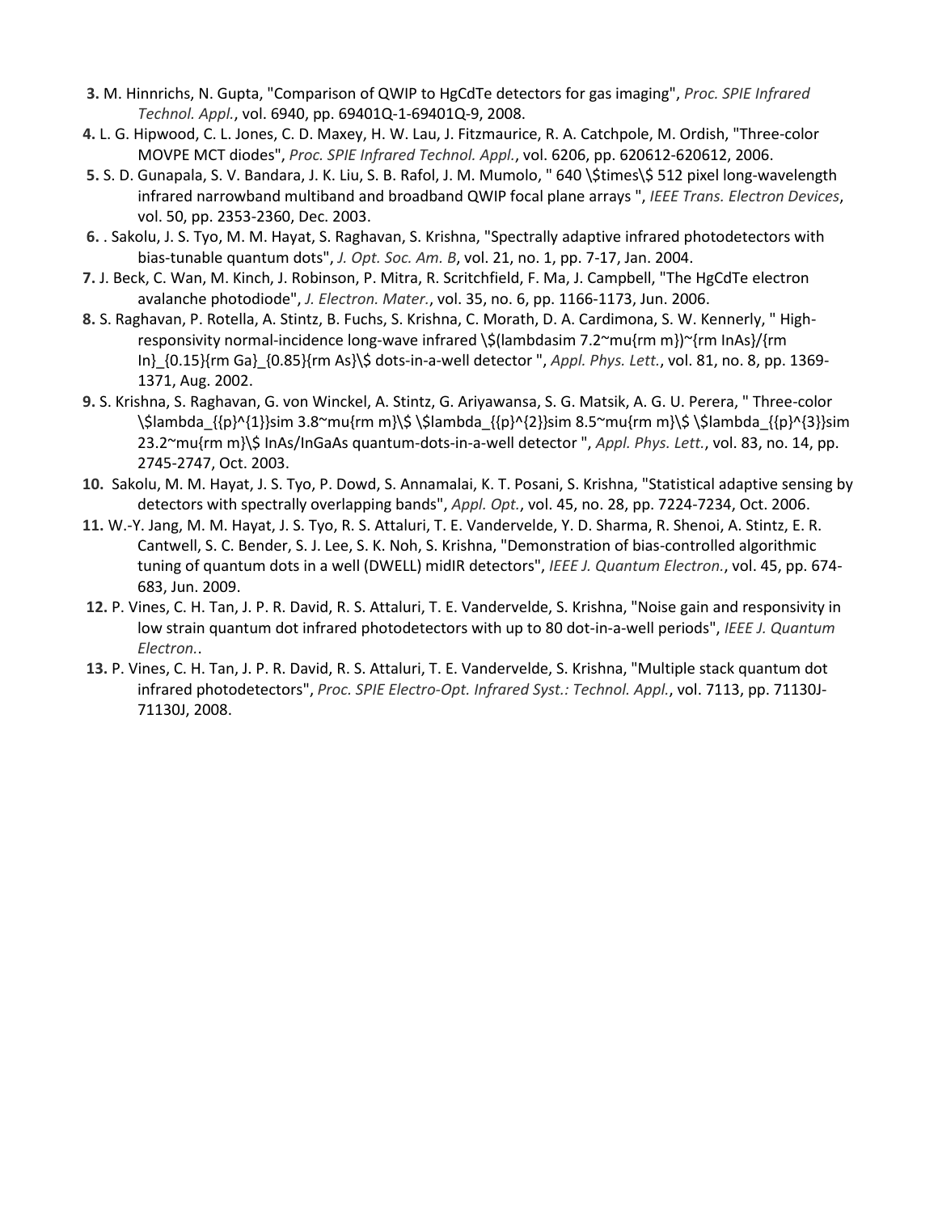**3.** M. Hinnrichs, N. Gupta, "Comparison of QWIP to HgCdTe detectors for gas imaging", *Proc. SPIE Infrared Technol. Appl.*, vol. 6940, pp. 69401Q-1-69401Q-9, 2008.

**4.** L. G. Hipwood, C. L. Jones, C. D. Maxey, H. W. Lau, J. Fitzmaurice, R. A. Catchpole, M. Ordish, "Three-color MOVPE MCT diodes", *Proc. SPIE Infrared Technol. Appl.*, vol. 6206, pp. 620612-620612, 2006.

**5.** S. D. Gunapala, S. V. Bandara, J. K. Liu, S. B. Rafol, J. M. Mumolo, " 640 $\times$ 512 pixel long-wavelength infrared narrowband multiband and broadband QWIP focal plane arrays ", *IEEE Trans. Electron Devices*, vol. 50, pp. 2353-2360, Dec. 2003.

**6.** . Sakolu, J. S. Tyo, M. M. Hayat, S. Raghavan, S. Krishna, "Spectrally adaptive infrared photodetectors with bias-tunable quantum dots", *J. Opt. Soc. Am. B*, vol. 21, no. 1, pp. 7-17, Jan. 2004.

**7.** J. Beck, C. Wan, M. Kinch, J. Robinson, P. Mitra, R. Scritchfield, F. Ma, J. Campbell, "The HgCdTe electron avalanche photodiode", *J. Electron. Mater.*, vol. 35, no. 6, pp. 1166-1173, Jun. 2006.

**8.** S. Raghavan, P. Rotella, A. Stintz, B. Fuchs, S. Krishna, C. Morath, D. A. Cardimona, S. W. Kennerly, " High-responsivity normal-incidence long-wave infrared $(\lambda\sim 7.2~\mu{\rm m})~{\rm InAs}/{\rm In}_{0.15}{\rm Ga}_{0.85}{\rm As}$ dots-in-a-well detector ", *Appl. Phys. Lett.*, vol. 81, no. 8, pp. 1369-1371, Aug. 2002.

**9.** S. Krishna, S. Raghavan, G. von Winckel, A. Stintz, G. Ariyawansa, S. G. Matsik, A. G. U. Perera, " Three-color $\lambda_{{p}^{1}}\sim 3.8~\mu{\rm m}$ $\lambda_{{p}^{2}}\sim 8.5~\mu{\rm m}$ $\lambda_{{p}^{3}}\sim 23.2~\mu{\rm m}$ InAs/InGaAs quantum-dots-in-a-well detector ", *Appl. Phys. Lett.*, vol. 83, no. 14, pp. 2745-2747, Oct. 2003.

**10.** Sakolu, M. M. Hayat, J. S. Tyo, P. Dowd, S. Annamalai, K. T. Posani, S. Krishna, "Statistical adaptive sensing by detectors with spectrally overlapping bands", *Appl. Opt.*, vol. 45, no. 28, pp. 7224-7234, Oct. 2006.

**11.** W.-Y. Jang, M. M. Hayat, J. S. Tyo, R. S. Attaluri, T. E. Vandervelde, Y. D. Sharma, R. Shenoi, A. Stintz, E. R. Cantwell, S. C. Bender, S. J. Lee, S. K. Noh, S. Krishna, "Demonstration of bias-controlled algorithmic tuning of quantum dots in a well (DWELL) midIR detectors", *IEEE J. Quantum Electron.*, vol. 45, pp. 674-683, Jun. 2009.

**12.** P. Vines, C. H. Tan, J. P. R. David, R. S. Attaluri, T. E. Vandervelde, S. Krishna, "Noise gain and responsivity in low strain quantum dot infrared photodetectors with up to 80 dot-in-a-well periods", *IEEE J. Quantum Electron.*.

**13.** P. Vines, C. H. Tan, J. P. R. David, R. S. Attaluri, T. E. Vandervelde, S. Krishna, "Multiple stack quantum dot infrared photodetectors", *Proc. SPIE Electro-Opt. Infrared Syst.: Technol. Appl.*, vol. 7113, pp. 71130J-71130J, 2008.